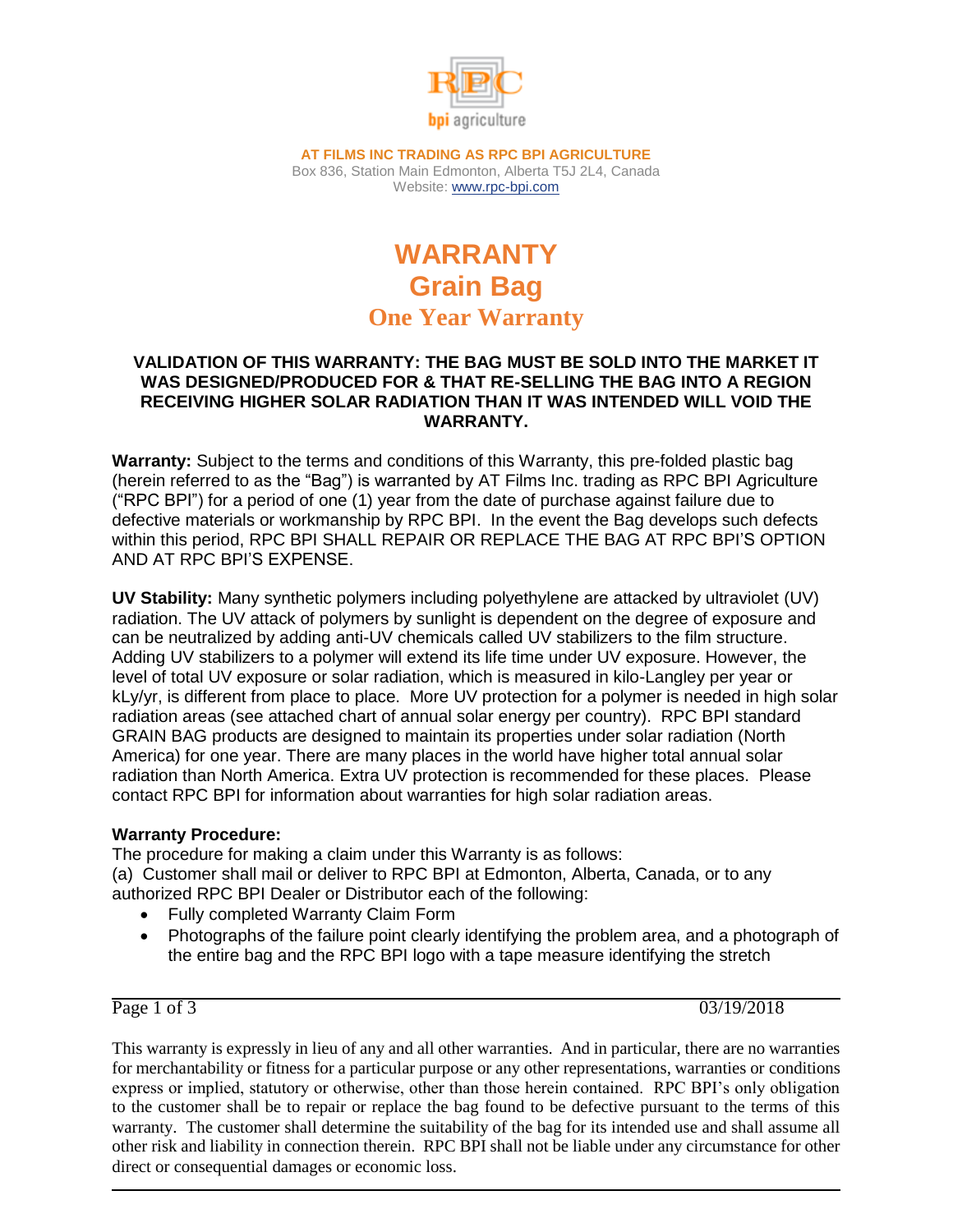**AT FILMS INC TRADING AS RPC BPI AGRICULTURE**
Box 836, Station Main Edmonton, Alberta T5J 2L4, Canada
Website: www.rpc-bpi.com

# WARRANTY
## Grain Bag
### One Year Warranty

**VALIDATION OF THIS WARRANTY: THE BAG MUST BE SOLD INTO THE MARKET IT WAS DESIGNED/PRODUCED FOR & THAT RE-SELLING THE BAG INTO A REGION RECEIVING HIGHER SOLAR RADIATION THAN IT WAS INTENDED WILL VOID THE WARRANTY.**

**Warranty:** Subject to the terms and conditions of this Warranty, this pre-folded plastic bag (herein referred to as the "Bag") is warranted by AT Films Inc. trading as RPC BPI Agriculture ("RPC BPI") for a period of one (1) year from the date of purchase against failure due to defective materials or workmanship by RPC BPI. In the event the Bag develops such defects within this period, RPC BPI SHALL REPAIR OR REPLACE THE BAG AT RPC BPI'S OPTION AND AT RPC BPI'S EXPENSE.

**UV Stability:** Many synthetic polymers including polyethylene are attacked by ultraviolet (UV) radiation. The UV attack of polymers by sunlight is dependent on the degree of exposure and can be neutralized by adding anti-UV chemicals called UV stabilizers to the film structure. Adding UV stabilizers to a polymer will extend its life time under UV exposure. However, the level of total UV exposure or solar radiation, which is measured in kilo-Langley per year or kLy/yr, is different from place to place. More UV protection for a polymer is needed in high solar radiation areas (see attached chart of annual solar energy per country). RPC BPI standard GRAIN BAG products are designed to maintain its properties under solar radiation (North America) for one year. There are many places in the world have higher total annual solar radiation than North America. Extra UV protection is recommended for these places. Please contact RPC BPI for information about warranties for high solar radiation areas.

**Warranty Procedure:**
The procedure for making a claim under this Warranty is as follows:
(a) Customer shall mail or deliver to RPC BPI at Edmonton, Alberta, Canada, or to any authorized RPC BPI Dealer or Distributor each of the following:

- Fully completed Warranty Claim Form
- Photographs of the failure point clearly identifying the problem area, and a photograph of the entire bag and the RPC BPI logo with a tape measure identifying the stretch

03/19/2018

This warranty is expressly in lieu of any and all other warranties. And in particular, there are no warranties for merchantability or fitness for a particular purpose or any other representations, warranties or conditions express or implied, statutory or otherwise, other than those herein contained. RPC BPI's only obligation to the customer shall be to repair or replace the bag found to be defective pursuant to the terms of this warranty. The customer shall determine the suitability of the bag for its intended use and shall assume all other risk and liability in connection therein. RPC BPI shall not be liable under any circumstance for other direct or consequential damages or economic loss.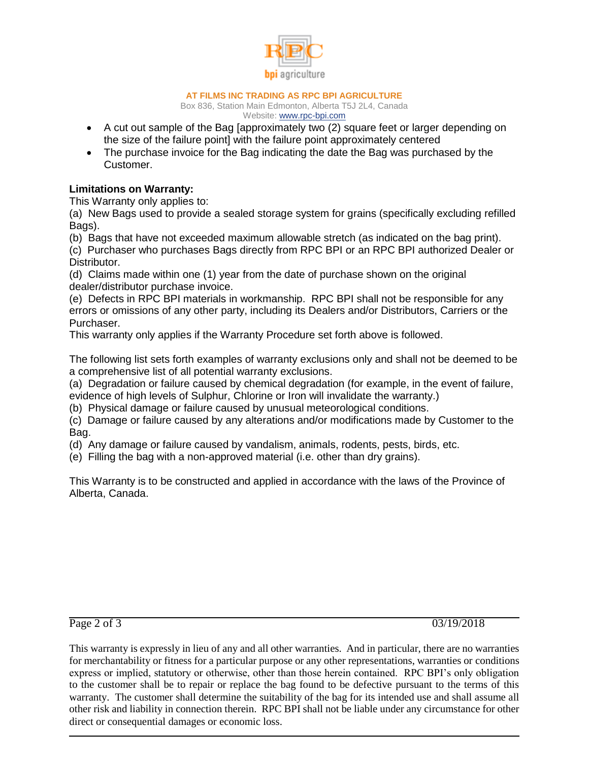- A cut out sample of the Bag [approximately two (2) square feet or larger depending on the size of the failure point] with the failure point approximately centered
- The purchase invoice for the Bag indicating the date the Bag was purchased by the Customer.

**Limitations on Warranty:**

This Warranty only applies to:

(a) New Bags used to provide a sealed storage system for grains (specifically excluding refilled Bags).

(b) Bags that have not exceeded maximum allowable stretch (as indicated on the bag print).

(c) Purchaser who purchases Bags directly from RPC BPI or an RPC BPI authorized Dealer or Distributor.

(d) Claims made within one (1) year from the date of purchase shown on the original dealer/distributor purchase invoice.

(e) Defects in RPC BPI materials in workmanship. RPC BPI shall not be responsible for any errors or omissions of any other party, including its Dealers and/or Distributors, Carriers or the Purchaser.

This warranty only applies if the Warranty Procedure set forth above is followed.

The following list sets forth examples of warranty exclusions only and shall not be deemed to be a comprehensive list of all potential warranty exclusions.

(a) Degradation or failure caused by chemical degradation (for example, in the event of failure, evidence of high levels of Sulphur, Chlorine or Iron will invalidate the warranty.)

(b) Physical damage or failure caused by unusual meteorological conditions.

(c) Damage or failure caused by any alterations and/or modifications made by Customer to the Bag.

(d) Any damage or failure caused by vandalism, animals, rodents, pests, birds, etc.

(e) Filling the bag with a non-approved material (i.e. other than dry grains).

This Warranty is to be constructed and applied in accordance with the laws of the Province of Alberta, Canada.

This warranty is expressly in lieu of any and all other warranties. And in particular, there are no warranties for merchantability or fitness for a particular purpose or any other representations, warranties or conditions express or implied, statutory or otherwise, other than those herein contained. RPC BPI's only obligation to the customer shall be to repair or replace the bag found to be defective pursuant to the terms of this warranty. The customer shall determine the suitability of the bag for its intended use and shall assume all other risk and liability in connection therein. RPC BPI shall not be liable under any circumstance for other direct or consequential damages or economic loss.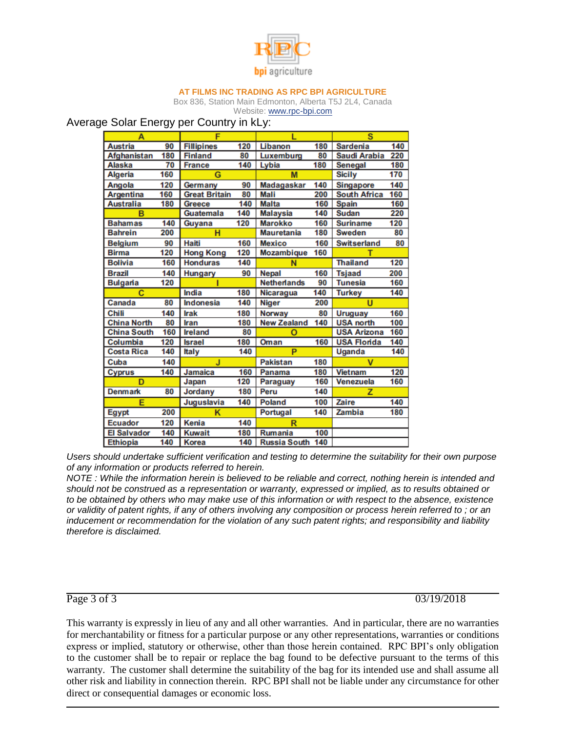**AT FILMS INC TRADING AS RPC BPI AGRICULTURE**

Box 836, Station Main Edmonton, Alberta T5J 2L4, Canada

Website: www.rpc-bpi.com

Average Solar Energy per Country in kLy:

| A | | F | | L | | S | |
|---|---|---|---|---|---|---|---|
| Austria | 90 | Fillipines | 120 | Libanon | 180 | Sardenia | 140 |
| Afghanistan | 180 | Finland | 80 | Luxemburg | 80 | Saudi Arabia | 220 |
| Alaska | 70 | France | 140 | Lybia | 180 | Senegal | 180 |
| Algeria | 160 | G | | M | | Sicily | 170 |
| Angola | 120 | Germany | 90 | Madagaskar | 140 | Singapore | 140 |
| Argentina | 160 | Great Britain | 80 | Mali | 200 | South Africa | 160 |
| Australia | 180 | Greece | 140 | Malta | 160 | Spain | 160 |
| B | | Guatemala | 140 | Malaysia | 140 | Sudan | 220 |
| Bahamas | 140 | Guyana | 120 | Marokko | 160 | Suriname | 120 |
| Bahrein | 200 | H | | Mauretania | 180 | Sweden | 80 |
| Belgium | 90 | Haiti | 160 | Mexico | 160 | Switserland | 80 |
| Birma | 120 | Hong Kong | 120 | Mozambique | 160 | T | |
| Bolivia | 160 | Honduras | 140 | N | | Thailand | 120 |
| Brazil | 140 | Hungary | 90 | Nepal | 160 | Tsjaad | 200 |
| Bulgaria | 120 | I | | Netherlands | 90 | Tunesia | 160 |
| C | | India | 180 | Nicaragua | 140 | Turkey | 140 |
| Canada | 80 | Indonesia | 140 | Niger | 200 | U | |
| Chili | 140 | Irak | 180 | Norway | 80 | Uruguay | 160 |
| China North | 80 | Iran | 180 | New Zealand | 140 | USA north | 100 |
| China South | 160 | Ireland | 80 | O | | USA Arizona | 160 |
| Columbia | 120 | Israel | 180 | Oman | 160 | USA Florida | 140 |
| Costa Rica | 140 | Italy | 140 | P | | Uganda | 140 |
| Cuba | 140 | J | | Pakistan | 180 | V | |
| Cyprus | 140 | Jamaica | 160 | Panama | 180 | Vietnam | 120 |
| D | | Japan | 120 | Paraguay | 160 | Venezuela | 160 |
| Denmark | 80 | Jordany | 180 | Peru | 140 | Z | |
| E | | Juguslavia | 140 | Poland | 100 | Zaire | 140 |
| Egypt | 200 | K | | Portugal | 140 | Zambia | 180 |
| Ecuador | 120 | Kenia | 140 | R | | | |
| El Salvador | 140 | Kuwait | 180 | Rumania | 100 | | |
| Ethiopia | 140 | Korea | 140 | Russia South | 140 | | |

*Users should undertake sufficient verification and testing to determine the suitability for their own purpose of any information or products referred to herein.*
*NOTE : While the information herein is believed to be reliable and correct, nothing herein is intended and should not be construed as a representation or warranty, expressed or implied, as to results obtained or to be obtained by others who may make use of this information or with respect to the absence, existence or validity of patent rights, if any of others involving any composition or process herein referred to ; or an inducement or recommendation for the violation of any such patent rights; and responsibility and liability therefore is disclaimed.*

03/19/2018

This warranty is expressly in lieu of any and all other warranties. And in particular, there are no warranties for merchantability or fitness for a particular purpose or any other representations, warranties or conditions express or implied, statutory or otherwise, other than those herein contained. RPC BPI's only obligation to the customer shall be to repair or replace the bag found to be defective pursuant to the terms of this warranty. The customer shall determine the suitability of the bag for its intended use and shall assume all other risk and liability in connection therein. RPC BPI shall not be liable under any circumstance for other direct or consequential damages or economic loss.